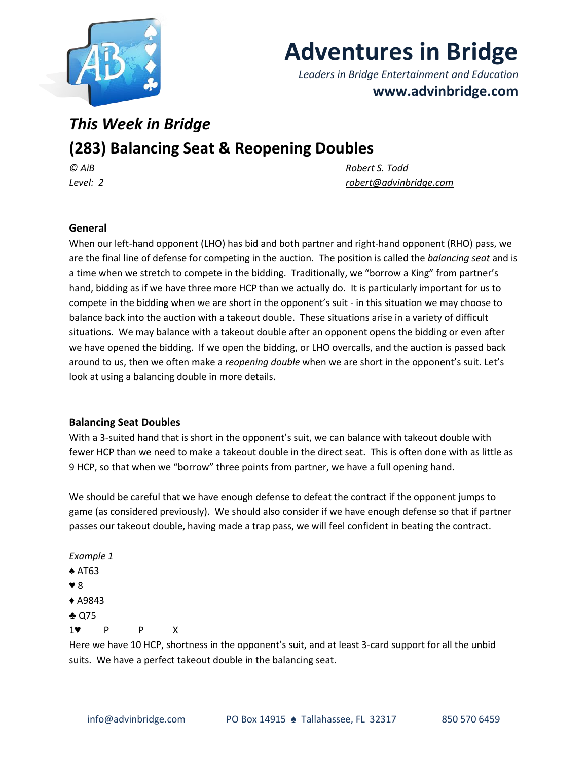# Adventures in Bridge

*Leaders in Bridge Entertainment and Education*

**www.advinbridge.com**

## *This Week in Bridge*

## (283) Balancing Seat & Reopening Doubles

*© AiB* — *Robert S. Todd*

*Level: 2* — *robert@advinbridge.com*

### General

When our left-hand opponent (LHO) has bid and both partner and right-hand opponent (RHO) pass, we are the final line of defense for competing in the auction. The position is called the *balancing seat* and is a time when we stretch to compete in the bidding. Traditionally, we "borrow a King" from partner's hand, bidding as if we have three more HCP than we actually do. It is particularly important for us to compete in the bidding when we are short in the opponent's suit - in this situation we may choose to balance back into the auction with a takeout double. These situations arise in a variety of difficult situations. We may balance with a takeout double after an opponent opens the bidding or even after we have opened the bidding. If we open the bidding, or LHO overcalls, and the auction is passed back around to us, then we often make a *reopening double* when we are short in the opponent's suit. Let's look at using a balancing double in more details.

### Balancing Seat Doubles

With a 3-suited hand that is short in the opponent's suit, we can balance with takeout double with fewer HCP than we need to make a takeout double in the direct seat. This is often done with as little as 9 HCP, so that when we "borrow" three points from partner, we have a full opening hand.

We should be careful that we have enough defense to defeat the contract if the opponent jumps to game (as considered previously). We should also consider if we have enough defense so that if partner passes our takeout double, having made a trap pass, we will feel confident in beating the contract.

*Example 1*

♠ AT63
♥ 8
♦ A9843
♣ Q75

1♥ P P X

Here we have 10 HCP, shortness in the opponent's suit, and at least 3-card support for all the unbid suits. We have a perfect takeout double in the balancing seat.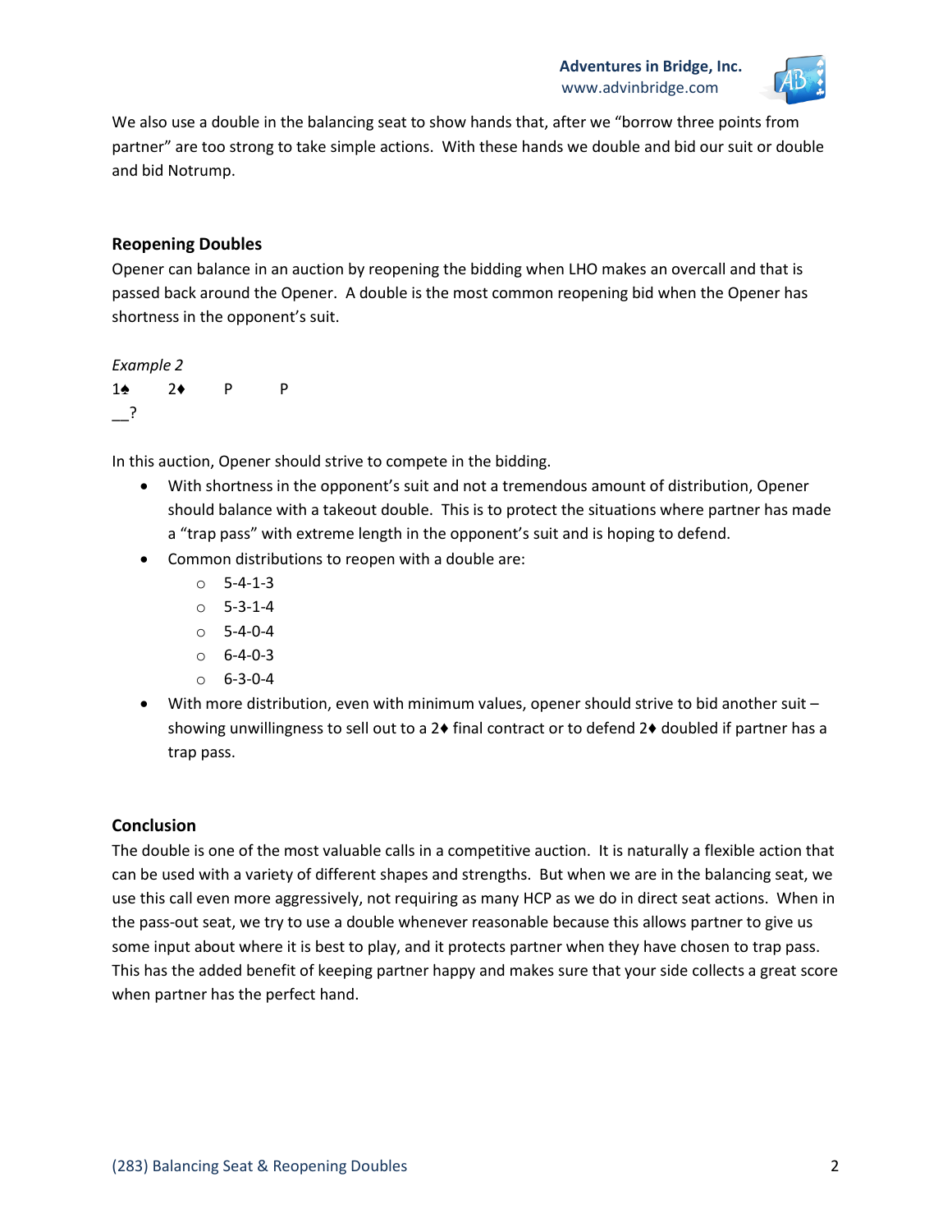We also use a double in the balancing seat to show hands that, after we "borrow three points from partner" are too strong to take simple actions. With these hands we double and bid our suit or double and bid Notrump.

## Reopening Doubles

Opener can balance in an auction by reopening the bidding when LHO makes an overcall and that is passed back around the Opener. A double is the most common reopening bid when the Opener has shortness in the opponent's suit.

*Example 2*

1♠ 2♦ P P

__?

In this auction, Opener should strive to compete in the bidding.

- With shortness in the opponent's suit and not a tremendous amount of distribution, Opener should balance with a takeout double. This is to protect the situations where partner has made a "trap pass" with extreme length in the opponent's suit and is hoping to defend.
- Common distributions to reopen with a double are:
  - 5-4-1-3
  - 5-3-1-4
  - 5-4-0-4
  - 6-4-0-3
  - 6-3-0-4
- With more distribution, even with minimum values, opener should strive to bid another suit – showing unwillingness to sell out to a 2♦ final contract or to defend 2♦ doubled if partner has a trap pass.

## Conclusion

The double is one of the most valuable calls in a competitive auction. It is naturally a flexible action that can be used with a variety of different shapes and strengths. But when we are in the balancing seat, we use this call even more aggressively, not requiring as many HCP as we do in direct seat actions. When in the pass-out seat, we try to use a double whenever reasonable because this allows partner to give us some input about where it is best to play, and it protects partner when they have chosen to trap pass. This has the added benefit of keeping partner happy and makes sure that your side collects a great score when partner has the perfect hand.